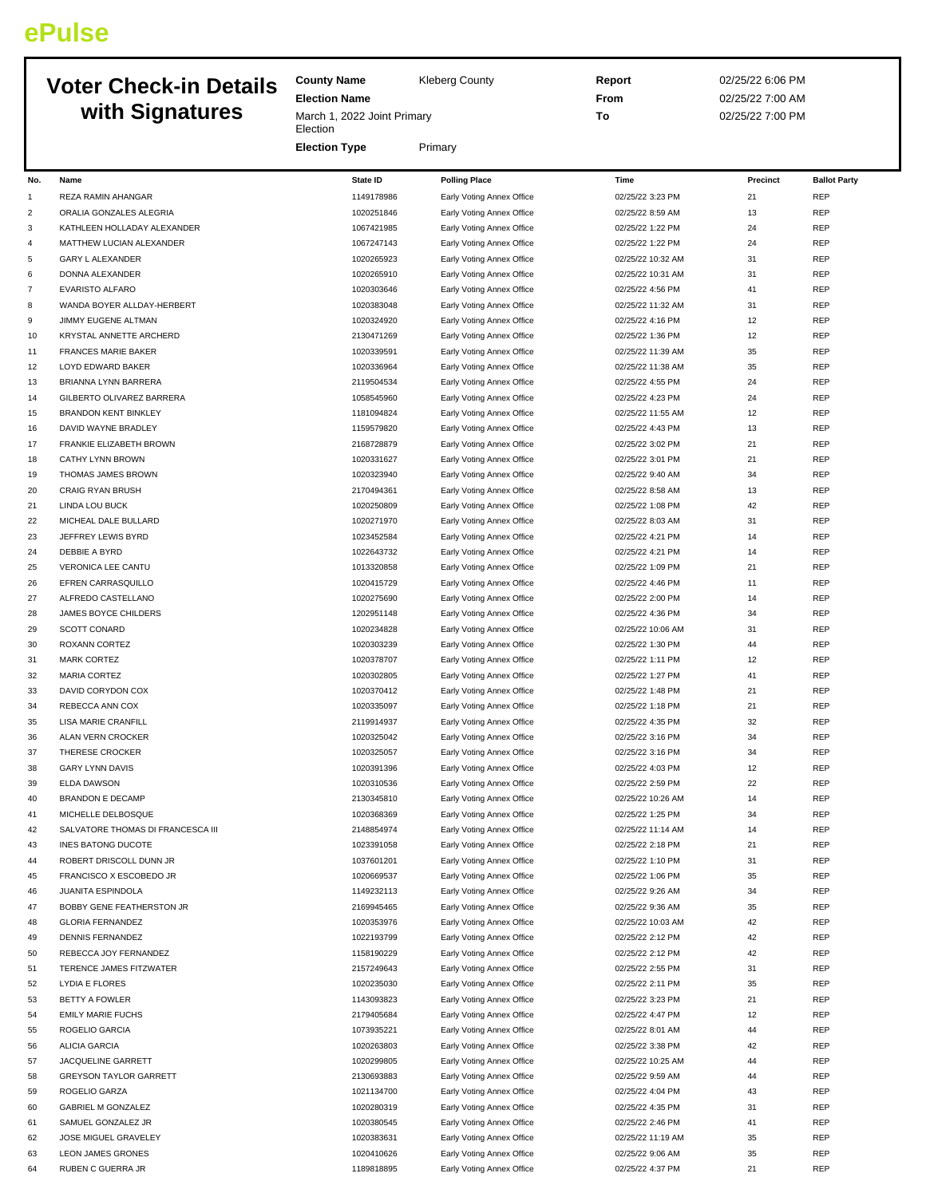ePulse

# Voter Check-in Details with Signatures

**County Name** Kleberg County

**Election Name** March 1, 2022 Joint Primary Election

**Election Type** Primary

**Report** 02/25/22 6:06 PM

**From** 02/25/22 7:00 AM

**To** 02/25/22 7:00 PM

| No. | Name | State ID | Polling Place | Time | Precinct | Ballot Party |
|---|---|---|---|---|---|---|
| 1 | REZA RAMIN AHANGAR | 1149178986 | Early Voting Annex Office | 02/25/22 3:23 PM | 21 | REP |
| 2 | ORALIA GONZALES ALEGRIA | 1020251846 | Early Voting Annex Office | 02/25/22 8:59 AM | 13 | REP |
| 3 | KATHLEEN HOLLADAY ALEXANDER | 1067421985 | Early Voting Annex Office | 02/25/22 1:22 PM | 24 | REP |
| 4 | MATTHEW LUCIAN ALEXANDER | 1067247143 | Early Voting Annex Office | 02/25/22 1:22 PM | 24 | REP |
| 5 | GARY L ALEXANDER | 1020265923 | Early Voting Annex Office | 02/25/22 10:32 AM | 31 | REP |
| 6 | DONNA ALEXANDER | 1020265910 | Early Voting Annex Office | 02/25/22 10:31 AM | 31 | REP |
| 7 | EVARISTO ALFARO | 1020303646 | Early Voting Annex Office | 02/25/22 4:56 PM | 41 | REP |
| 8 | WANDA BOYER ALLDAY-HERBERT | 1020383048 | Early Voting Annex Office | 02/25/22 11:32 AM | 31 | REP |
| 9 | JIMMY EUGENE ALTMAN | 1020324920 | Early Voting Annex Office | 02/25/22 4:16 PM | 12 | REP |
| 10 | KRYSTAL ANNETTE ARCHERD | 2130471269 | Early Voting Annex Office | 02/25/22 1:36 PM | 12 | REP |
| 11 | FRANCES MARIE BAKER | 1020339591 | Early Voting Annex Office | 02/25/22 11:39 AM | 35 | REP |
| 12 | LOYD EDWARD BAKER | 1020336964 | Early Voting Annex Office | 02/25/22 11:38 AM | 35 | REP |
| 13 | BRIANNA LYNN BARRERA | 2119504534 | Early Voting Annex Office | 02/25/22 4:55 PM | 24 | REP |
| 14 | GILBERTO OLIVAREZ BARRERA | 1058545960 | Early Voting Annex Office | 02/25/22 4:23 PM | 24 | REP |
| 15 | BRANDON KENT BINKLEY | 1181094824 | Early Voting Annex Office | 02/25/22 11:55 AM | 12 | REP |
| 16 | DAVID WAYNE BRADLEY | 1159579820 | Early Voting Annex Office | 02/25/22 4:43 PM | 13 | REP |
| 17 | FRANKIE ELIZABETH BROWN | 2168728879 | Early Voting Annex Office | 02/25/22 3:02 PM | 21 | REP |
| 18 | CATHY LYNN BROWN | 1020331627 | Early Voting Annex Office | 02/25/22 3:01 PM | 21 | REP |
| 19 | THOMAS JAMES BROWN | 1020323940 | Early Voting Annex Office | 02/25/22 9:40 AM | 34 | REP |
| 20 | CRAIG RYAN BRUSH | 2170494361 | Early Voting Annex Office | 02/25/22 8:58 AM | 13 | REP |
| 21 | LINDA LOU BUCK | 1020250809 | Early Voting Annex Office | 02/25/22 1:08 PM | 42 | REP |
| 22 | MICHEAL DALE BULLARD | 1020271970 | Early Voting Annex Office | 02/25/22 8:03 AM | 31 | REP |
| 23 | JEFFREY LEWIS BYRD | 1023452584 | Early Voting Annex Office | 02/25/22 4:21 PM | 14 | REP |
| 24 | DEBBIE A BYRD | 1022643732 | Early Voting Annex Office | 02/25/22 4:21 PM | 14 | REP |
| 25 | VERONICA LEE CANTU | 1013320858 | Early Voting Annex Office | 02/25/22 1:09 PM | 21 | REP |
| 26 | EFREN CARRASQUILLO | 1020415729 | Early Voting Annex Office | 02/25/22 4:46 PM | 11 | REP |
| 27 | ALFREDO CASTELLANO | 1020275690 | Early Voting Annex Office | 02/25/22 2:00 PM | 14 | REP |
| 28 | JAMES BOYCE CHILDERS | 1202951148 | Early Voting Annex Office | 02/25/22 4:36 PM | 34 | REP |
| 29 | SCOTT CONARD | 1020234828 | Early Voting Annex Office | 02/25/22 10:06 AM | 31 | REP |
| 30 | ROXANN CORTEZ | 1020303239 | Early Voting Annex Office | 02/25/22 1:30 PM | 44 | REP |
| 31 | MARK CORTEZ | 1020378707 | Early Voting Annex Office | 02/25/22 1:11 PM | 12 | REP |
| 32 | MARIA CORTEZ | 1020302805 | Early Voting Annex Office | 02/25/22 1:27 PM | 41 | REP |
| 33 | DAVID CORYDON COX | 1020370412 | Early Voting Annex Office | 02/25/22 1:48 PM | 21 | REP |
| 34 | REBECCA ANN COX | 1020335097 | Early Voting Annex Office | 02/25/22 1:18 PM | 21 | REP |
| 35 | LISA MARIE CRANFILL | 2119914937 | Early Voting Annex Office | 02/25/22 4:35 PM | 32 | REP |
| 36 | ALAN VERN CROCKER | 1020325042 | Early Voting Annex Office | 02/25/22 3:16 PM | 34 | REP |
| 37 | THERESE CROCKER | 1020325057 | Early Voting Annex Office | 02/25/22 3:16 PM | 34 | REP |
| 38 | GARY LYNN DAVIS | 1020391396 | Early Voting Annex Office | 02/25/22 4:03 PM | 12 | REP |
| 39 | ELDA DAWSON | 1020310536 | Early Voting Annex Office | 02/25/22 2:59 PM | 22 | REP |
| 40 | BRANDON E DECAMP | 2130345810 | Early Voting Annex Office | 02/25/22 10:26 AM | 14 | REP |
| 41 | MICHELLE DELBOSQUE | 1020368369 | Early Voting Annex Office | 02/25/22 1:25 PM | 34 | REP |
| 42 | SALVATORE THOMAS DI FRANCESCA III | 2148854974 | Early Voting Annex Office | 02/25/22 11:14 AM | 14 | REP |
| 43 | INES BATONG DUCOTE | 1023391058 | Early Voting Annex Office | 02/25/22 2:18 PM | 21 | REP |
| 44 | ROBERT DRISCOLL DUNN JR | 1037601201 | Early Voting Annex Office | 02/25/22 1:10 PM | 31 | REP |
| 45 | FRANCISCO X ESCOBEDO JR | 1020669537 | Early Voting Annex Office | 02/25/22 1:06 PM | 35 | REP |
| 46 | JUANITA ESPINDOLA | 1149232113 | Early Voting Annex Office | 02/25/22 9:26 AM | 34 | REP |
| 47 | BOBBY GENE FEATHERSTON JR | 2169945465 | Early Voting Annex Office | 02/25/22 9:36 AM | 35 | REP |
| 48 | GLORIA FERNANDEZ | 1020353976 | Early Voting Annex Office | 02/25/22 10:03 AM | 42 | REP |
| 49 | DENNIS FERNANDEZ | 1022193799 | Early Voting Annex Office | 02/25/22 2:12 PM | 42 | REP |
| 50 | REBECCA JOY FERNANDEZ | 1158190229 | Early Voting Annex Office | 02/25/22 2:12 PM | 42 | REP |
| 51 | TERENCE JAMES FITZWATER | 2157249643 | Early Voting Annex Office | 02/25/22 2:55 PM | 31 | REP |
| 52 | LYDIA E FLORES | 1020235030 | Early Voting Annex Office | 02/25/22 2:11 PM | 35 | REP |
| 53 | BETTY A FOWLER | 1143093823 | Early Voting Annex Office | 02/25/22 3:23 PM | 21 | REP |
| 54 | EMILY MARIE FUCHS | 2179405684 | Early Voting Annex Office | 02/25/22 4:47 PM | 12 | REP |
| 55 | ROGELIO GARCIA | 1073935221 | Early Voting Annex Office | 02/25/22 8:01 AM | 44 | REP |
| 56 | ALICIA GARCIA | 1020263803 | Early Voting Annex Office | 02/25/22 3:38 PM | 42 | REP |
| 57 | JACQUELINE GARRETT | 1020299805 | Early Voting Annex Office | 02/25/22 10:25 AM | 44 | REP |
| 58 | GREYSON TAYLOR GARRETT | 2130693883 | Early Voting Annex Office | 02/25/22 9:59 AM | 44 | REP |
| 59 | ROGELIO GARZA | 1021134700 | Early Voting Annex Office | 02/25/22 4:04 PM | 43 | REP |
| 60 | GABRIEL M GONZALEZ | 1020280319 | Early Voting Annex Office | 02/25/22 4:35 PM | 31 | REP |
| 61 | SAMUEL GONZALEZ JR | 1020380545 | Early Voting Annex Office | 02/25/22 2:46 PM | 41 | REP |
| 62 | JOSE MIGUEL GRAVELEY | 1020383631 | Early Voting Annex Office | 02/25/22 11:19 AM | 35 | REP |
| 63 | LEON JAMES GRONES | 1020410626 | Early Voting Annex Office | 02/25/22 9:06 AM | 35 | REP |
| 64 | RUBEN C GUERRA JR | 1189818895 | Early Voting Annex Office | 02/25/22 4:37 PM | 21 | REP |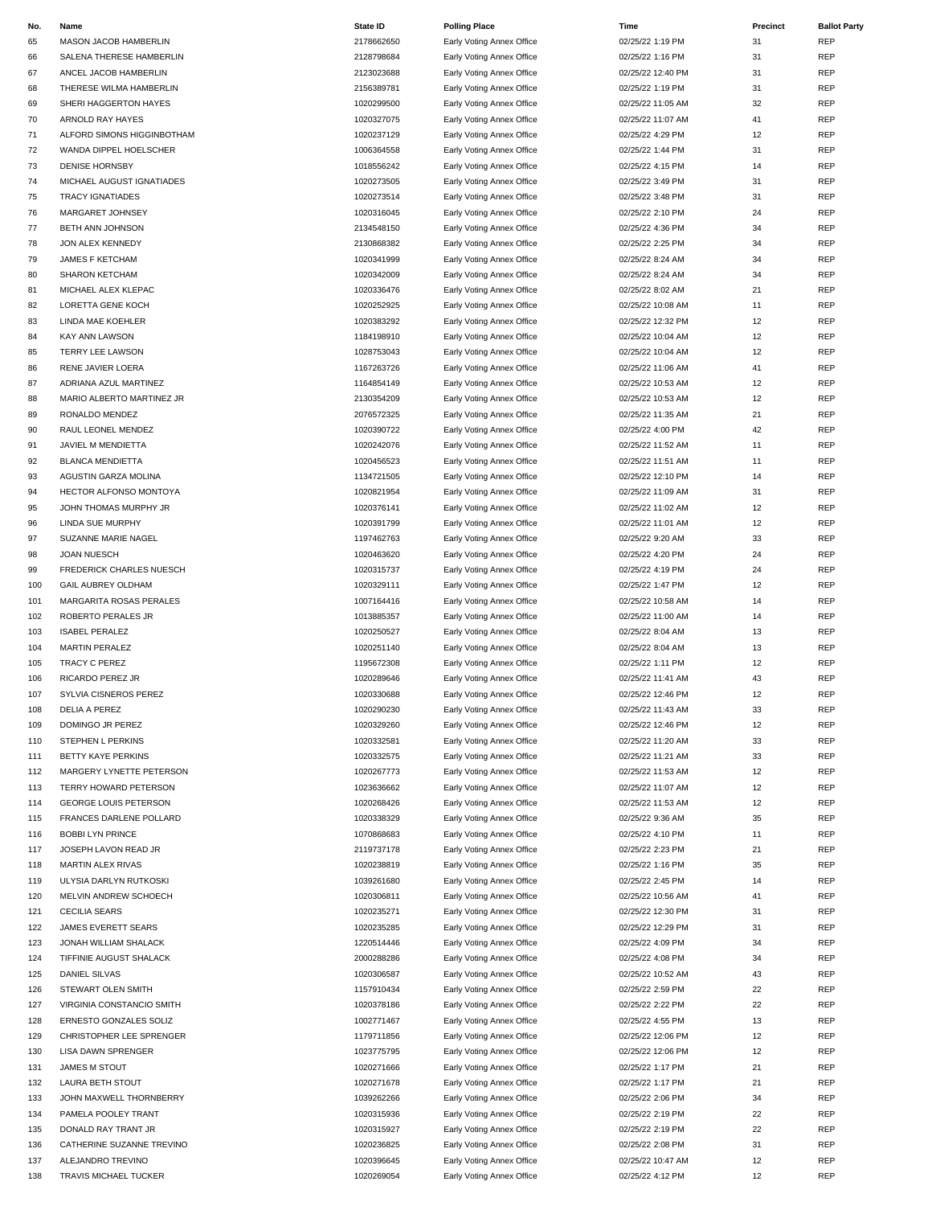| No. | Name | State ID | Polling Place | Time | Precinct | Ballot Party |
|---|---|---|---|---|---|---|
| 65 | MASON JACOB HAMBERLIN | 2178662650 | Early Voting Annex Office | 02/25/22 1:19 PM | 31 | REP |
| 66 | SALENA THERESE HAMBERLIN | 2128798684 | Early Voting Annex Office | 02/25/22 1:16 PM | 31 | REP |
| 67 | ANCEL JACOB HAMBERLIN | 2123023688 | Early Voting Annex Office | 02/25/22 12:40 PM | 31 | REP |
| 68 | THERESE WILMA HAMBERLIN | 2156389781 | Early Voting Annex Office | 02/25/22 1:19 PM | 31 | REP |
| 69 | SHERI HAGGERTON HAYES | 1020299500 | Early Voting Annex Office | 02/25/22 11:05 AM | 32 | REP |
| 70 | ARNOLD RAY HAYES | 1020327075 | Early Voting Annex Office | 02/25/22 11:07 AM | 41 | REP |
| 71 | ALFORD SIMONS HIGGINBOTHAM | 1020237129 | Early Voting Annex Office | 02/25/22 4:29 PM | 12 | REP |
| 72 | WANDA DIPPEL HOELSCHER | 1006364558 | Early Voting Annex Office | 02/25/22 1:44 PM | 31 | REP |
| 73 | DENISE HORNSBY | 1018556242 | Early Voting Annex Office | 02/25/22 4:15 PM | 14 | REP |
| 74 | MICHAEL AUGUST IGNATIADES | 1020273505 | Early Voting Annex Office | 02/25/22 3:49 PM | 31 | REP |
| 75 | TRACY IGNATIADES | 1020273514 | Early Voting Annex Office | 02/25/22 3:48 PM | 31 | REP |
| 76 | MARGARET JOHNSEY | 1020316045 | Early Voting Annex Office | 02/25/22 2:10 PM | 24 | REP |
| 77 | BETH ANN JOHNSON | 2134548150 | Early Voting Annex Office | 02/25/22 4:36 PM | 34 | REP |
| 78 | JON ALEX KENNEDY | 2130868382 | Early Voting Annex Office | 02/25/22 2:25 PM | 34 | REP |
| 79 | JAMES F KETCHAM | 1020341999 | Early Voting Annex Office | 02/25/22 8:24 AM | 34 | REP |
| 80 | SHARON KETCHAM | 1020342009 | Early Voting Annex Office | 02/25/22 8:24 AM | 34 | REP |
| 81 | MICHAEL ALEX KLEPAC | 1020336476 | Early Voting Annex Office | 02/25/22 8:02 AM | 21 | REP |
| 82 | LORETTA GENE KOCH | 1020252925 | Early Voting Annex Office | 02/25/22 10:08 AM | 11 | REP |
| 83 | LINDA MAE KOEHLER | 1020383292 | Early Voting Annex Office | 02/25/22 12:32 PM | 12 | REP |
| 84 | KAY ANN LAWSON | 1184198910 | Early Voting Annex Office | 02/25/22 10:04 AM | 12 | REP |
| 85 | TERRY LEE LAWSON | 1028753043 | Early Voting Annex Office | 02/25/22 10:04 AM | 12 | REP |
| 86 | RENE JAVIER LOERA | 1167263726 | Early Voting Annex Office | 02/25/22 11:06 AM | 41 | REP |
| 87 | ADRIANA AZUL MARTINEZ | 1164854149 | Early Voting Annex Office | 02/25/22 10:53 AM | 12 | REP |
| 88 | MARIO ALBERTO MARTINEZ JR | 2130354209 | Early Voting Annex Office | 02/25/22 10:53 AM | 12 | REP |
| 89 | RONALDO MENDEZ | 2076572325 | Early Voting Annex Office | 02/25/22 11:35 AM | 21 | REP |
| 90 | RAUL LEONEL MENDEZ | 1020390722 | Early Voting Annex Office | 02/25/22 4:00 PM | 42 | REP |
| 91 | JAVIEL M MENDIETTA | 1020242076 | Early Voting Annex Office | 02/25/22 11:52 AM | 11 | REP |
| 92 | BLANCA MENDIETTA | 1020456523 | Early Voting Annex Office | 02/25/22 11:51 AM | 11 | REP |
| 93 | AGUSTIN GARZA MOLINA | 1134721505 | Early Voting Annex Office | 02/25/22 12:10 PM | 14 | REP |
| 94 | HECTOR ALFONSO MONTOYA | 1020821954 | Early Voting Annex Office | 02/25/22 11:09 AM | 31 | REP |
| 95 | JOHN THOMAS MURPHY JR | 1020376141 | Early Voting Annex Office | 02/25/22 11:02 AM | 12 | REP |
| 96 | LINDA SUE MURPHY | 1020391799 | Early Voting Annex Office | 02/25/22 11:01 AM | 12 | REP |
| 97 | SUZANNE MARIE NAGEL | 1197462763 | Early Voting Annex Office | 02/25/22 9:20 AM | 33 | REP |
| 98 | JOAN NUESCH | 1020463620 | Early Voting Annex Office | 02/25/22 4:20 PM | 24 | REP |
| 99 | FREDERICK CHARLES NUESCH | 1020315737 | Early Voting Annex Office | 02/25/22 4:19 PM | 24 | REP |
| 100 | GAIL AUBREY OLDHAM | 1020329111 | Early Voting Annex Office | 02/25/22 1:47 PM | 12 | REP |
| 101 | MARGARITA ROSAS PERALES | 1007164416 | Early Voting Annex Office | 02/25/22 10:58 AM | 14 | REP |
| 102 | ROBERTO PERALES JR | 1013885357 | Early Voting Annex Office | 02/25/22 11:00 AM | 14 | REP |
| 103 | ISABEL PERALEZ | 1020250527 | Early Voting Annex Office | 02/25/22 8:04 AM | 13 | REP |
| 104 | MARTIN PERALEZ | 1020251140 | Early Voting Annex Office | 02/25/22 8:04 AM | 13 | REP |
| 105 | TRACY C PEREZ | 1195672308 | Early Voting Annex Office | 02/25/22 1:11 PM | 12 | REP |
| 106 | RICARDO PEREZ JR | 1020289646 | Early Voting Annex Office | 02/25/22 11:41 AM | 43 | REP |
| 107 | SYLVIA CISNEROS PEREZ | 1020330688 | Early Voting Annex Office | 02/25/22 12:46 PM | 12 | REP |
| 108 | DELIA A PEREZ | 1020290230 | Early Voting Annex Office | 02/25/22 11:43 AM | 33 | REP |
| 109 | DOMINGO JR PEREZ | 1020329260 | Early Voting Annex Office | 02/25/22 12:46 PM | 12 | REP |
| 110 | STEPHEN L PERKINS | 1020332581 | Early Voting Annex Office | 02/25/22 11:20 AM | 33 | REP |
| 111 | BETTY KAYE PERKINS | 1020332575 | Early Voting Annex Office | 02/25/22 11:21 AM | 33 | REP |
| 112 | MARGERY LYNETTE PETERSON | 1020267773 | Early Voting Annex Office | 02/25/22 11:53 AM | 12 | REP |
| 113 | TERRY HOWARD PETERSON | 1023636662 | Early Voting Annex Office | 02/25/22 11:07 AM | 12 | REP |
| 114 | GEORGE LOUIS PETERSON | 1020268426 | Early Voting Annex Office | 02/25/22 11:53 AM | 12 | REP |
| 115 | FRANCES DARLENE POLLARD | 1020338329 | Early Voting Annex Office | 02/25/22 9:36 AM | 35 | REP |
| 116 | BOBBI LYN PRINCE | 1070868683 | Early Voting Annex Office | 02/25/22 4:10 PM | 11 | REP |
| 117 | JOSEPH LAVON READ JR | 2119737178 | Early Voting Annex Office | 02/25/22 2:23 PM | 21 | REP |
| 118 | MARTIN ALEX RIVAS | 1020238819 | Early Voting Annex Office | 02/25/22 1:16 PM | 35 | REP |
| 119 | ULYSIA DARLYN RUTKOSKI | 1039261680 | Early Voting Annex Office | 02/25/22 2:45 PM | 14 | REP |
| 120 | MELVIN ANDREW SCHOECH | 1020306811 | Early Voting Annex Office | 02/25/22 10:56 AM | 41 | REP |
| 121 | CECILIA SEARS | 1020235271 | Early Voting Annex Office | 02/25/22 12:30 PM | 31 | REP |
| 122 | JAMES EVERETT SEARS | 1020235285 | Early Voting Annex Office | 02/25/22 12:29 PM | 31 | REP |
| 123 | JONAH WILLIAM SHALACK | 1220514446 | Early Voting Annex Office | 02/25/22 4:09 PM | 34 | REP |
| 124 | TIFFINIE AUGUST SHALACK | 2000288286 | Early Voting Annex Office | 02/25/22 4:08 PM | 34 | REP |
| 125 | DANIEL SILVAS | 1020306587 | Early Voting Annex Office | 02/25/22 10:52 AM | 43 | REP |
| 126 | STEWART OLEN SMITH | 1157910434 | Early Voting Annex Office | 02/25/22 2:59 PM | 22 | REP |
| 127 | VIRGINIA CONSTANCIO SMITH | 1020378186 | Early Voting Annex Office | 02/25/22 2:22 PM | 22 | REP |
| 128 | ERNESTO GONZALES SOLIZ | 1002771467 | Early Voting Annex Office | 02/25/22 4:55 PM | 13 | REP |
| 129 | CHRISTOPHER LEE SPRENGER | 1179711856 | Early Voting Annex Office | 02/25/22 12:06 PM | 12 | REP |
| 130 | LISA DAWN SPRENGER | 1023775795 | Early Voting Annex Office | 02/25/22 12:06 PM | 12 | REP |
| 131 | JAMES M STOUT | 1020271666 | Early Voting Annex Office | 02/25/22 1:17 PM | 21 | REP |
| 132 | LAURA BETH STOUT | 1020271678 | Early Voting Annex Office | 02/25/22 1:17 PM | 21 | REP |
| 133 | JOHN MAXWELL THORNBERRY | 1039262266 | Early Voting Annex Office | 02/25/22 2:06 PM | 34 | REP |
| 134 | PAMELA POOLEY TRANT | 1020315936 | Early Voting Annex Office | 02/25/22 2:19 PM | 22 | REP |
| 135 | DONALD RAY TRANT JR | 1020315927 | Early Voting Annex Office | 02/25/22 2:19 PM | 22 | REP |
| 136 | CATHERINE SUZANNE TREVINO | 1020236825 | Early Voting Annex Office | 02/25/22 2:08 PM | 31 | REP |
| 137 | ALEJANDRO TREVINO | 1020396645 | Early Voting Annex Office | 02/25/22 10:47 AM | 12 | REP |
| 138 | TRAVIS MICHAEL TUCKER | 1020269054 | Early Voting Annex Office | 02/25/22 4:12 PM | 12 | REP |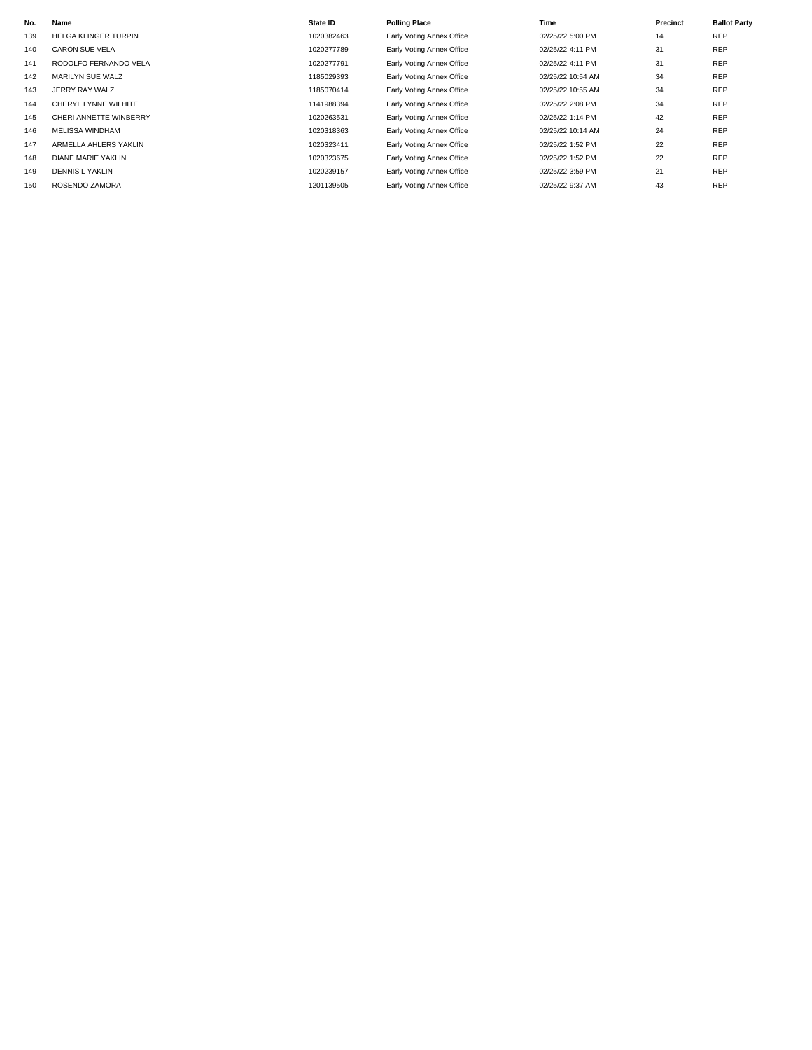| No. | Name | State ID | Polling Place | Time | Precinct | Ballot Party |
|---|---|---|---|---|---|---|
| 139 | HELGA KLINGER TURPIN | 1020382463 | Early Voting Annex Office | 02/25/22 5:00 PM | 14 | REP |
| 140 | CARON SUE VELA | 1020277789 | Early Voting Annex Office | 02/25/22 4:11 PM | 31 | REP |
| 141 | RODOLFO FERNANDO VELA | 1020277791 | Early Voting Annex Office | 02/25/22 4:11 PM | 31 | REP |
| 142 | MARILYN SUE WALZ | 1185029393 | Early Voting Annex Office | 02/25/22 10:54 AM | 34 | REP |
| 143 | JERRY RAY WALZ | 1185070414 | Early Voting Annex Office | 02/25/22 10:55 AM | 34 | REP |
| 144 | CHERYL LYNNE WILHITE | 1141988394 | Early Voting Annex Office | 02/25/22 2:08 PM | 34 | REP |
| 145 | CHERI ANNETTE WINBERRY | 1020263531 | Early Voting Annex Office | 02/25/22 1:14 PM | 42 | REP |
| 146 | MELISSA WINDHAM | 1020318363 | Early Voting Annex Office | 02/25/22 10:14 AM | 24 | REP |
| 147 | ARMELLA AHLERS YAKLIN | 1020323411 | Early Voting Annex Office | 02/25/22 1:52 PM | 22 | REP |
| 148 | DIANE MARIE YAKLIN | 1020323675 | Early Voting Annex Office | 02/25/22 1:52 PM | 22 | REP |
| 149 | DENNIS L YAKLIN | 1020239157 | Early Voting Annex Office | 02/25/22 3:59 PM | 21 | REP |
| 150 | ROSENDO ZAMORA | 1201139505 | Early Voting Annex Office | 02/25/22 9:37 AM | 43 | REP |